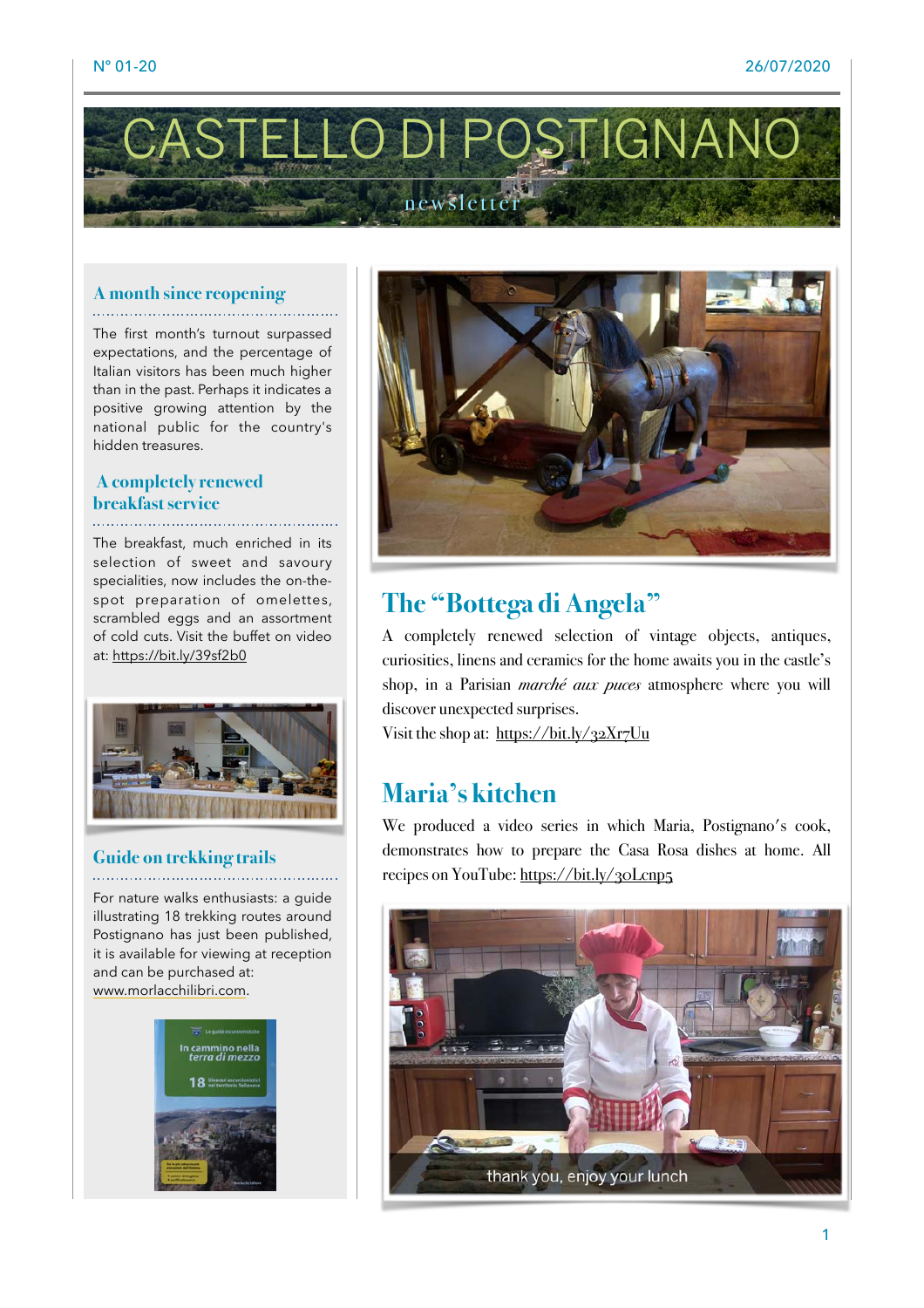# CASTELLO DI POSTIGNANO

newsletter

N° 01-20 — 26/07/2020

### A month since reopening

The first month's turnout surpassed expectations, and the percentage of Italian visitors has been much higher than in the past. Perhaps it indicates a positive growing attention by the national public for the country's hidden treasures.

### A completely renewed breakfast service

The breakfast, much enriched in its selection of sweet and savoury specialities, now includes the on-the-spot preparation of omelettes, scrambled eggs and an assortment of cold cuts. Visit the buffet on video at: https://bit.ly/39sf2b0

### Guide on trekking trails

For nature walks enthusiasts: a guide illustrating 18 trekking routes around Postignano has just been published, it is available for viewing at reception and can be purchased at: www.morlacchilibri.com.

## The "Bottega di Angela"

A completely renewed selection of vintage objects, antiques, curiosities, linens and ceramics for the home awaits you in the castle's shop, in a Parisian *marché aux puces* atmosphere where you will discover unexpected surprises.

Visit the shop at: https://bit.ly/32Xr7Uu

## Maria's kitchen

We produced a video series in which Maria, Postignano's cook, demonstrates how to prepare the Casa Rosa dishes at home. All recipes on YouTube: https://bit.ly/30Lcnp5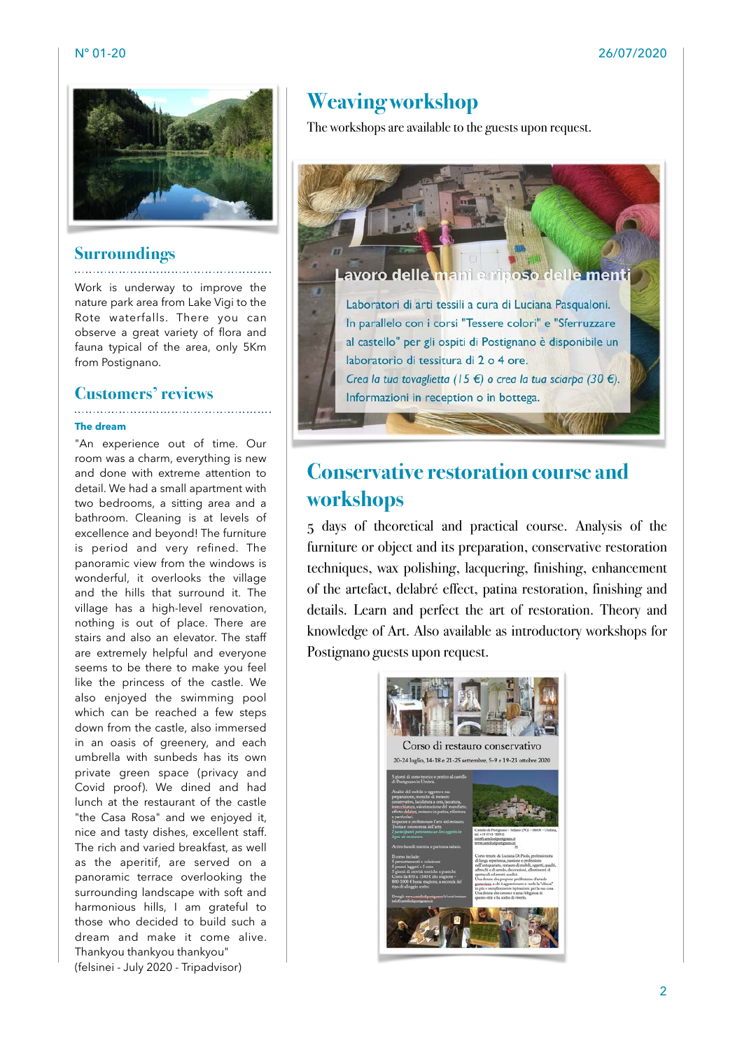## Surroundings

Work is underway to improve the nature park area from Lake Vigi to the Rote waterfalls. There you can observe a great variety of flora and fauna typical of the area, only 5Km from Postignano.

## Customers' reviews

**The dream**

"An experience out of time. Our room was a charm, everything is new and done with extreme attention to detail. We had a small apartment with two bedrooms, a sitting area and a bathroom. Cleaning is at levels of excellence and beyond! The furniture is period and very refined. The panoramic view from the windows is wonderful, it overlooks the village and the hills that surround it. The village has a high-level renovation, nothing is out of place. There are stairs and also an elevator. The staff are extremely helpful and everyone seems to be there to make you feel like the princess of the castle. We also enjoyed the swimming pool which can be reached a few steps down from the castle, also immersed in an oasis of greenery, and each umbrella with sunbeds has its own private green space (privacy and Covid proof). We dined and had lunch at the restaurant of the castle "the Casa Rosa" and we enjoyed it, nice and tasty dishes, excellent staff. The rich and varied breakfast, as well as the aperitif, are served on a panoramic terrace overlooking the surrounding landscape with soft and harmonious hills, I am grateful to those who decided to build such a dream and make it come alive. Thankyou thankyou thankyou"
(felsinei - July 2020 - Tripadvisor)

## Weaving workshop

The workshops are available to the guests upon request.

Lavoro delle mani e riposo delle menti

Laboratori di arti tessili a cura di Luciana Pasqualoni. In parallelo con i corsi "Tessere colori" e "Sferruzzare al castello" per gli ospiti di Postignano è disponibile un laboratorio di tessitura di 2 o 4 ore.
*Crea la tua tovaglietta (15 €) o crea la tua sciarpa (30 €).*
Informazioni in reception o in bottega.

## Conservative restoration course and workshops

5 days of theoretical and practical course. Analysis of the furniture or object and its preparation, conservative restoration techniques, wax polishing, lacquering, finishing, enhancement of the artefact, delabré effect, patina restoration, finishing and details. Learn and perfect the art of restoration. Theory and knowledge of Art. Also available as introductory workshops for Postignano guests upon request.

Corso di restauro conservativo

20-24 luglio, 14-18 e 21-25 settembre, 5-9 e 19-23 ottobre 2020